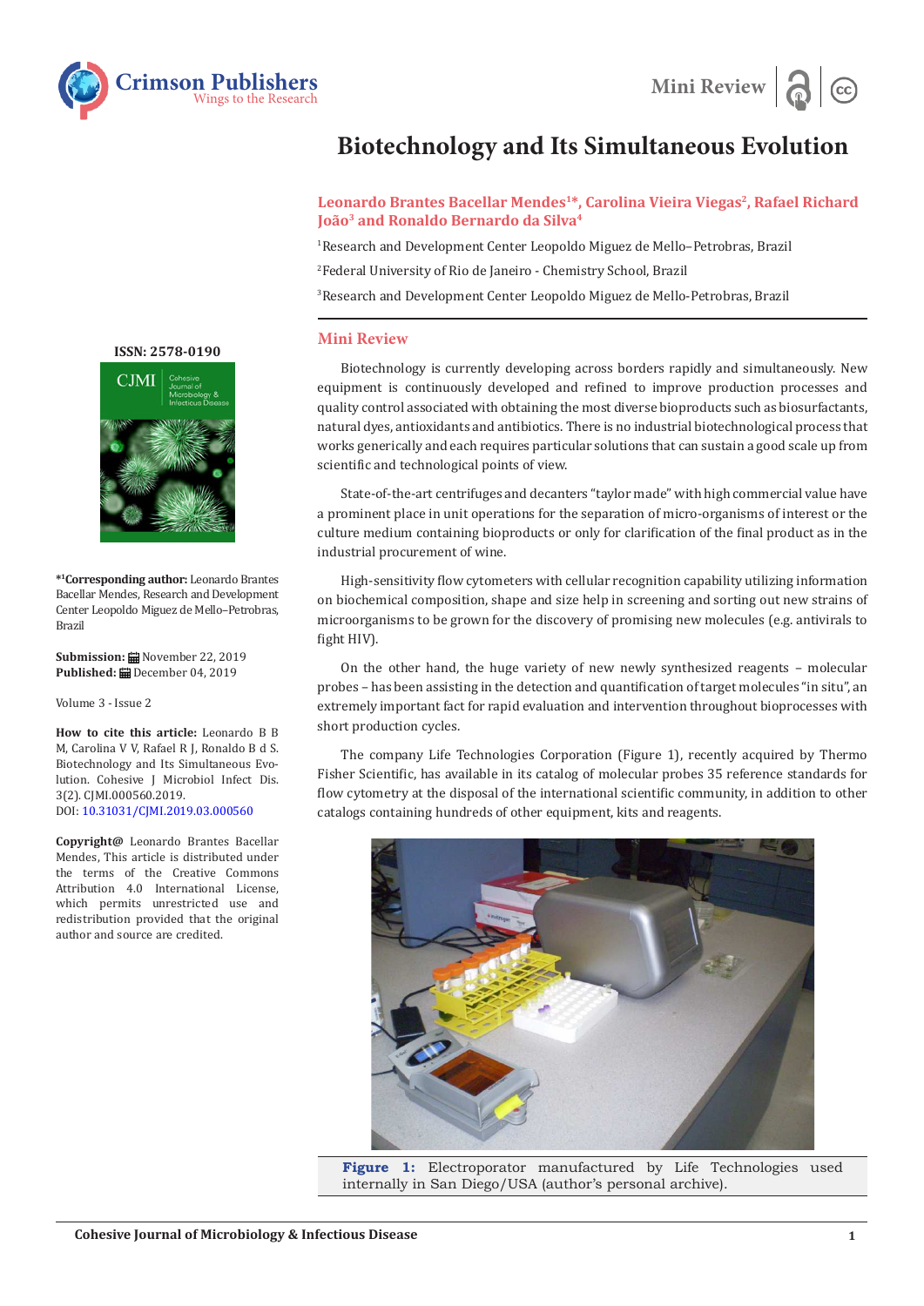Mini Review

# Biotechnology and Its Simultaneous Evolution

**Leonardo Brantes Bacellar Mendes[1]*, Carolina Vieira Viegas[2], Rafael Richard João[3] and Ronaldo Bernardo da Silva[4]**

[1]Research and Development Center Leopoldo Miguez de Mello–Petrobras, Brazil

[2]Federal University of Rio de Janeiro - Chemistry School, Brazil

[3]Research and Development Center Leopoldo Miguez de Mello-Petrobras, Brazil

**ISSN: 2578-0190**

**\*[1]Corresponding author:** Leonardo Brantes Bacellar Mendes, Research and Development Center Leopoldo Miguez de Mello–Petrobras, Brazil

**Submission:** November 22, 2019
**Published:** December 04, 2019

Volume 3 - Issue 2

**How to cite this article:** Leonardo B B M, Carolina V V, Rafael R J, Ronaldo B d S. Biotechnology and Its Simultaneous Evolution. Cohesive J Microbiol Infect Dis. 3(2). CJMI.000560.2019.
DOI: 10.31031/CJMI.2019.03.000560

**Copyright@** Leonardo Brantes Bacellar Mendes, This article is distributed under the terms of the Creative Commons Attribution 4.0 International License, which permits unrestricted use and redistribution provided that the original author and source are credited.

## Mini Review

Biotechnology is currently developing across borders rapidly and simultaneously. New equipment is continuously developed and refined to improve production processes and quality control associated with obtaining the most diverse bioproducts such as biosurfactants, natural dyes, antioxidants and antibiotics. There is no industrial biotechnological process that works generically and each requires particular solutions that can sustain a good scale up from scientific and technological points of view.

State-of-the-art centrifuges and decanters "taylor made" with high commercial value have a prominent place in unit operations for the separation of micro-organisms of interest or the culture medium containing bioproducts or only for clarification of the final product as in the industrial procurement of wine.

High-sensitivity flow cytometers with cellular recognition capability utilizing information on biochemical composition, shape and size help in screening and sorting out new strains of microorganisms to be grown for the discovery of promising new molecules (e.g. antivirals to fight HIV).

On the other hand, the huge variety of new newly synthesized reagents – molecular probes – has been assisting in the detection and quantification of target molecules "in situ", an extremely important fact for rapid evaluation and intervention throughout bioprocesses with short production cycles.

The company Life Technologies Corporation (Figure 1), recently acquired by Thermo Fisher Scientific, has available in its catalog of molecular probes 35 reference standards for flow cytometry at the disposal of the international scientific community, in addition to other catalogs containing hundreds of other equipment, kits and reagents.

**Figure 1:** Electroporator manufactured by Life Technologies used internally in San Diego/USA (author's personal archive).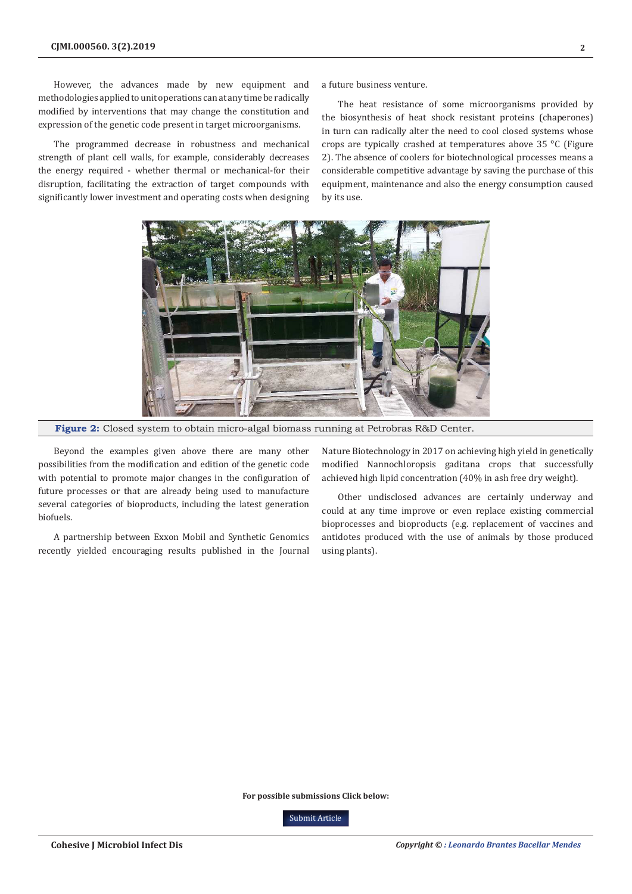However, the advances made by new equipment and methodologies applied to unit operations can at any time be radically modified by interventions that may change the constitution and expression of the genetic code present in target microorganisms.

The programmed decrease in robustness and mechanical strength of plant cell walls, for example, considerably decreases the energy required - whether thermal or mechanical-for their disruption, facilitating the extraction of target compounds with significantly lower investment and operating costs when designing a future business venture.

The heat resistance of some microorganisms provided by the biosynthesis of heat shock resistant proteins (chaperones) in turn can radically alter the need to cool closed systems whose crops are typically crashed at temperatures above 35 °C (Figure 2). The absence of coolers for biotechnological processes means a considerable competitive advantage by saving the purchase of this equipment, maintenance and also the energy consumption caused by its use.

**Figure 2:** Closed system to obtain micro-algal biomass running at Petrobras R&D Center.

Beyond the examples given above there are many other possibilities from the modification and edition of the genetic code with potential to promote major changes in the configuration of future processes or that are already being used to manufacture several categories of bioproducts, including the latest generation biofuels.

A partnership between Exxon Mobil and Synthetic Genomics recently yielded encouraging results published in the Journal Nature Biotechnology in 2017 on achieving high yield in genetically modified Nannochloropsis gaditana crops that successfully achieved high lipid concentration (40% in ash free dry weight).

Other undisclosed advances are certainly underway and could at any time improve or even replace existing commercial bioprocesses and bioproducts (e.g. replacement of vaccines and antidotes produced with the use of animals by those produced using plants).

**For possible submissions Click below:**

Submit Article